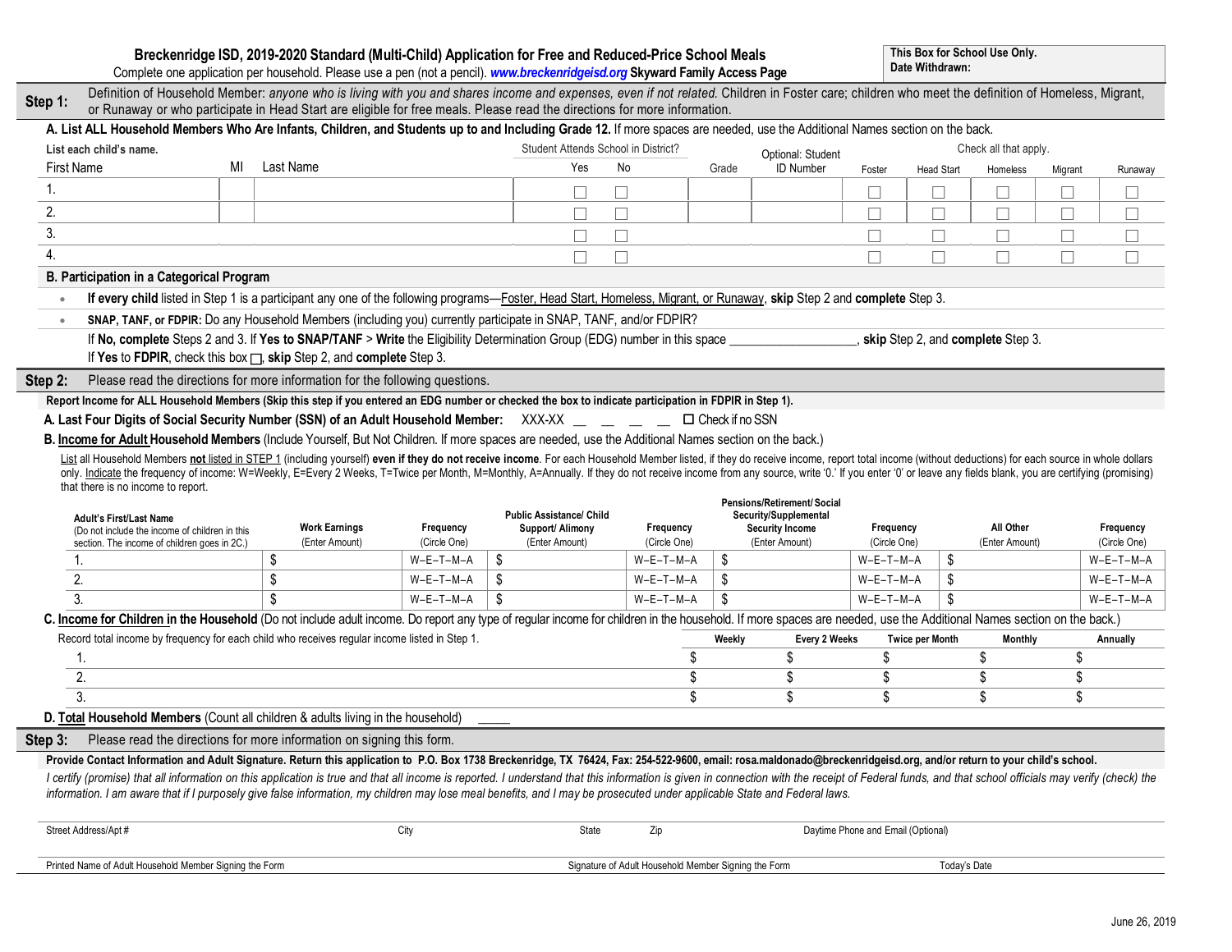# Breckenridge ISD, 2019-2020 Standard (Multi-Child) Application for Free and Reduced-Price School Meals

Complete one application per household. Please use a pen (not a pencil). ***www.breckenridgeisd.org*** **Skyward Family Access Page**

| This Box for School Use Only. |
|---|
| Date Withdrawn: |

## Step 1:

Definition of Household Member: *anyone who is living with you and shares income and expenses, even if not related.* Children in Foster care; children who meet the definition of Homeless, Migrant, or Runaway or who participate in Head Start are eligible for free meals. Please read the directions for more information.

**A. List ALL Household Members Who Are Infants, Children, and Students up to and Including Grade 12.** If more spaces are needed, use the Additional Names section on the back.

| List each child's name. First Name | MI | Last Name | Student Attends School in District? Yes | No | Grade | Optional: Student ID Number | Foster | Head Start | Homeless | Migrant | Runaway |
|---|---|---|---|---|---|---|---|---|---|---|---|
| 1. | | | ☐ | ☐ | | | ☐ | ☐ | ☐ | ☐ | ☐ |
| 2. | | | ☐ | ☐ | | | ☐ | ☐ | ☐ | ☐ | ☐ |
| 3. | | | ☐ | ☐ | | | ☐ | ☐ | ☐ | ☐ | ☐ |
| 4. | | | ☐ | ☐ | | | ☐ | ☐ | ☐ | ☐ | ☐ |

Check all that apply: Foster, Head Start, Homeless, Migrant, Runaway.

**B. Participation in a Categorical Program**

- **If every child** listed in Step 1 is a participant any one of the following programs—Foster, Head Start, Homeless, Migrant, or Runaway, **skip** Step 2 and **complete** Step 3.
- **SNAP, TANF, or FDPIR:** Do any Household Members (including you) currently participate in SNAP, TANF, and/or FDPIR?

  If **No, complete** Steps 2 and 3. If **Yes to SNAP/TANF** > **Write** the Eligibility Determination Group (EDG) number in this space ____________________, **skip** Step 2, and **complete** Step 3.

  If **Yes** to **FDPIR**, check this box ☐, **skip** Step 2, and **complete** Step 3.

## Step 2:

Please read the directions for more information for the following questions.

**Report Income for ALL Household Members (Skip this step if you entered an EDG number or checked the box to indicate participation in FDPIR in Step 1).**

**A. Last Four Digits of Social Security Number (SSN) of an Adult Household Member:** XXX-XX __ __ __ __ ☐ Check if no SSN

**B. Income for Adult Household Members** (Include Yourself, But Not Children. If more spaces are needed, use the Additional Names section on the back.)

List all Household Members **not listed in STEP 1** (including yourself) **even if they do not receive income**. For each Household Member listed, if they do receive income, report total income (without deductions) for each source in whole dollars only. Indicate the frequency of income: W=Weekly, E=Every 2 Weeks, T=Twice per Month, M=Monthly, A=Annually. If they do not receive income from any source, write '0.' If you enter '0' or leave any fields blank, you are certifying (promising) that there is no income to report.

| Adult's First/Last Name (Do not include the income of children in this section. The income of children goes in 2C.) | Work Earnings (Enter Amount) | Frequency (Circle One) | Public Assistance/ Child Support/ Alimony (Enter Amount) | Frequency (Circle One) | Pensions/Retirement/ Social Security/Supplemental Security Income (Enter Amount) | Frequency (Circle One) | All Other (Enter Amount) | Frequency (Circle One) |
|---|---|---|---|---|---|---|---|---|
| 1. | $ | W–E–T–M–A | $ | W–E–T–M–A | $ | W–E–T–M–A | $ | W–E–T–M–A |
| 2. | $ | W–E–T–M–A | $ | W–E–T–M–A | $ | W–E–T–M–A | $ | W–E–T–M–A |
| 3. | $ | W–E–T–M–A | $ | W–E–T–M–A | $ | W–E–T–M–A | $ | W–E–T–M–A |

**C. Income for Children in the Household** (Do not include adult income. Do report any type of regular income for children in the household. If more spaces are needed, use the Additional Names section on the back.)

| Record total income by frequency for each child who receives regular income listed in Step 1. | Weekly | Every 2 Weeks | Twice per Month | Monthly | Annually |
|---|---|---|---|---|---|
| 1. | $ | $ | $ | $ | $ |
| 2. | $ | $ | $ | $ | $ |
| 3. | $ | $ | $ | $ | $ |

**D. Total Household Members** (Count all children & adults living in the household) _____

## Step 3:

Please read the directions for more information on signing this form.

**Provide Contact Information and Adult Signature. Return this application to P.O. Box 1738 Breckenridge, TX 76424, Fax: 254-522-9600, email: rosa.maldonado@breckenridgeisd.org, and/or return to your child's school.**

*I certify (promise) that all information on this application is true and that all income is reported. I understand that this information is given in connection with the receipt of Federal funds, and that school officials may verify (check) the information. I am aware that if I purposely give false information, my children may lose meal benefits, and I may be prosecuted under applicable State and Federal laws.*

| Street Address/Apt # | City | State | Zip | Daytime Phone and Email (Optional) |
|---|---|---|---|---|
| | | | | |

| Printed Name of Adult Household Member Signing the Form | Signature of Adult Household Member Signing the Form | Today's Date |
|---|---|---|
| | | |

June 26, 2019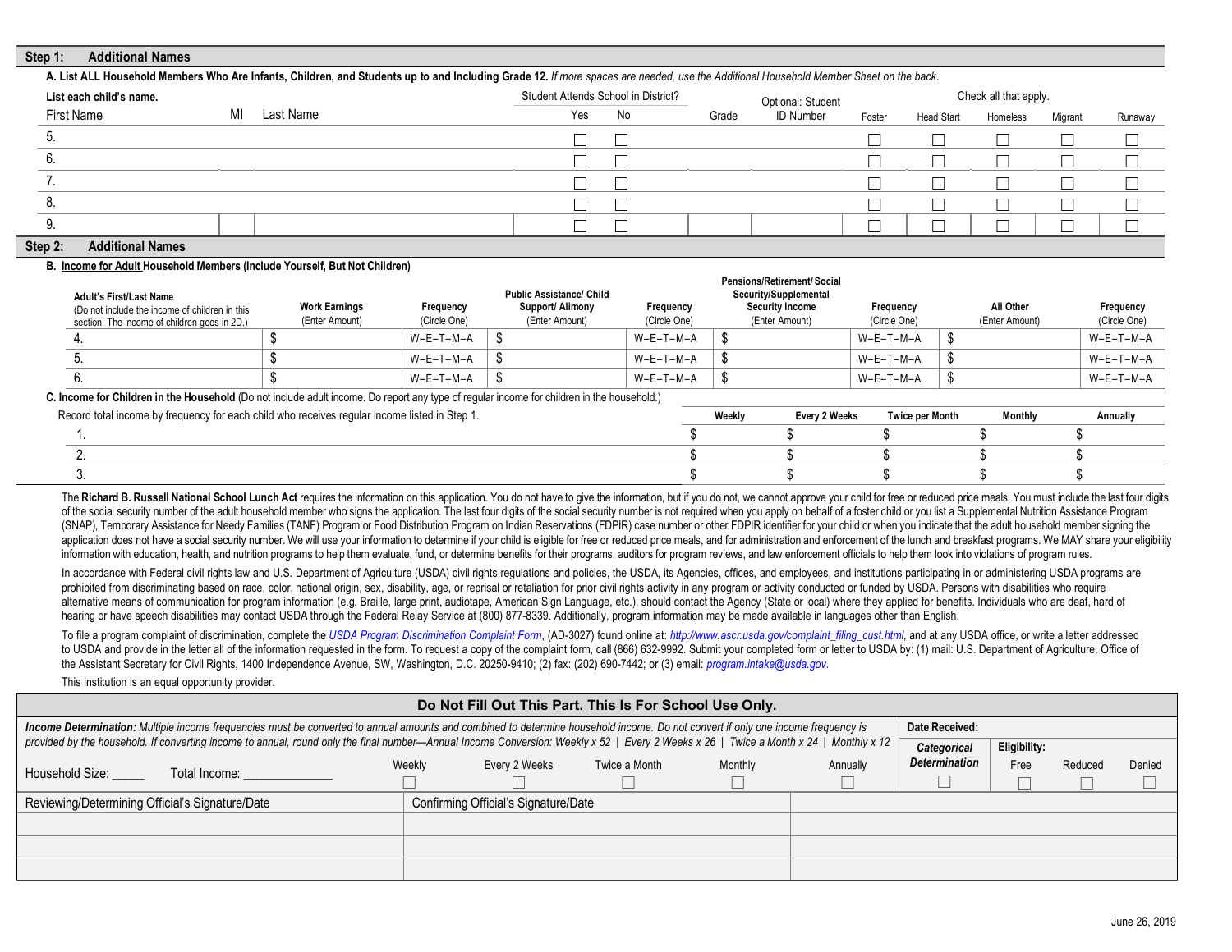## Step 1: Additional Names

**A. List ALL Household Members Who Are Infants, Children, and Students up to and Including Grade 12.** *If more spaces are needed, use the Additional Household Member Sheet on the back.*

| List each child's name. First Name | MI | Last Name | Student Attends School in District? Yes | No | Grade | Optional: Student ID Number | Check all that apply. Foster | Head Start | Homeless | Migrant | Runaway |
|---|---|---|---|---|---|---|---|---|---|---|---|
| 5. | | | ☐ | ☐ | | | ☐ | ☐ | ☐ | ☐ | ☐ |
| 6. | | | ☐ | ☐ | | | ☐ | ☐ | ☐ | ☐ | ☐ |
| 7. | | | ☐ | ☐ | | | ☐ | ☐ | ☐ | ☐ | ☐ |
| 8. | | | ☐ | ☐ | | | ☐ | ☐ | ☐ | ☐ | ☐ |
| 9. | | | ☐ | ☐ | | | ☐ | ☐ | ☐ | ☐ | ☐ |

## Step 2: Additional Names

**B. Income for Adult Household Members (Include Yourself, But Not Children)**

| Adult's First/Last Name (Do not include the income of children in this section. The income of children goes in 2D.) | Work Earnings (Enter Amount) | Frequency (Circle One) | Public Assistance/ Child Support/ Alimony (Enter Amount) | Frequency (Circle One) | Pensions/Retirement/ Social Security/Supplemental Security Income (Enter Amount) | Frequency (Circle One) | All Other (Enter Amount) | Frequency (Circle One) |
|---|---|---|---|---|---|---|---|---|
| 4. | $ | W–E–T–M–A | $ | W–E–T–M–A | $ | W–E–T–M–A | $ | W–E–T–M–A |
| 5. | $ | W–E–T–M–A | $ | W–E–T–M–A | $ | W–E–T–M–A | $ | W–E–T–M–A |
| 6. | $ | W–E–T–M–A | $ | W–E–T–M–A | $ | W–E–T–M–A | $ | W–E–T–M–A |

**C. Income for Children in the Household** (Do not include adult income. Do report any type of regular income for children in the household.)

| Record total income by frequency for each child who receives regular income listed in Step 1. | Weekly | Every 2 Weeks | Twice per Month | Monthly | Annually |
|---|---|---|---|---|---|
| 1. | $ | $ | $ | $ | $ |
| 2. | $ | $ | $ | $ | $ |
| 3. | $ | $ | $ | $ | $ |

The **Richard B. Russell National School Lunch Act** requires the information on this application. You do not have to give the information, but if you do not, we cannot approve your child for free or reduced price meals. You must include the last four digits of the social security number of the adult household member who signs the application. The last four digits of the social security number is not required when you apply on behalf of a foster child or you list a Supplemental Nutrition Assistance Program (SNAP), Temporary Assistance for Needy Families (TANF) Program or Food Distribution Program on Indian Reservations (FDPIR) case number or other FDPIR identifier for your child or when you indicate that the adult household member signing the application does not have a social security number. We will use your information to determine if your child is eligible for free or reduced price meals, and for administration and enforcement of the lunch and breakfast programs. We MAY share your eligibility information with education, health, and nutrition programs to help them evaluate, fund, or determine benefits for their programs, auditors for program reviews, and law enforcement officials to help them look into violations of program rules.

In accordance with Federal civil rights law and U.S. Department of Agriculture (USDA) civil rights regulations and policies, the USDA, its Agencies, offices, and employees, and institutions participating in or administering USDA programs are prohibited from discriminating based on race, color, national origin, sex, disability, age, or reprisal or retaliation for prior civil rights activity in any program or activity conducted or funded by USDA. Persons with disabilities who require alternative means of communication for program information (e.g. Braille, large print, audiotape, American Sign Language, etc.), should contact the Agency (State or local) where they applied for benefits. Individuals who are deaf, hard of hearing or have speech disabilities may contact USDA through the Federal Relay Service at (800) 877-8339. Additionally, program information may be made available in languages other than English.

To file a program complaint of discrimination, complete the *USDA Program Discrimination Complaint Form*, (AD-3027) found online at: *http://www.ascr.usda.gov/complaint_filing_cust.html*, and at any USDA office, or write a letter addressed to USDA and provide in the letter all of the information requested in the form. To request a copy of the complaint form, call (866) 632-9992. Submit your completed form or letter to USDA by: (1) mail: U.S. Department of Agriculture, Office of the Assistant Secretary for Civil Rights, 1400 Independence Avenue, SW, Washington, D.C. 20250-9410; (2) fax: (202) 690-7442; or (3) email: *program.intake@usda.gov*.

This institution is an equal opportunity provider.

### Do Not Fill Out This Part. This Is For School Use Only.

***Income Determination:*** *Multiple income frequencies must be converted to annual amounts and combined to determine household income. Do not convert if only one income frequency is provided by the household. If converting income to annual, round only the final number—Annual Income Conversion: Weekly x 52 | Every 2 Weeks x 26 | Twice a Month x 24 | Monthly x 12*

**Date Received:**

Household Size: _____ Total Income: _____________

| Weekly | Every 2 Weeks | Twice a Month | Monthly | Annually | *Categorical Determination* | Eligibility: Free | Reduced | Denied |
|---|---|---|---|---|---|---|---|---|
| ☐ | ☐ | ☐ | ☐ | ☐ | ☐ | ☐ | ☐ | ☐ |

| Reviewing/Determining Official's Signature/Date | Confirming Official's Signature/Date | |
|---|---|---|
| | | |
| | | |
| | | |

June 26, 2019